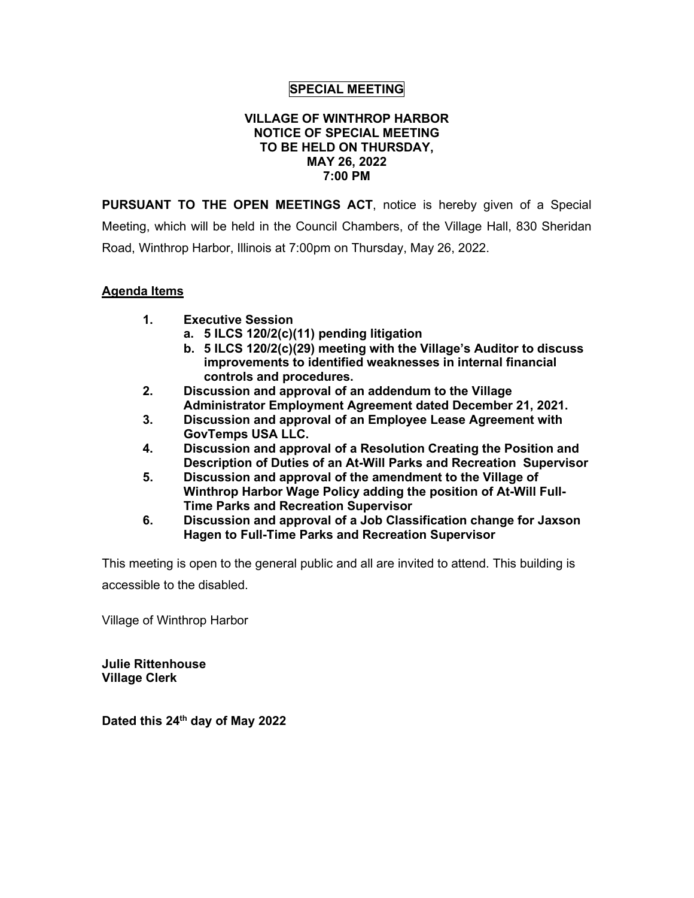# SPECIAL MEETING

**VILLAGE OF WINTHROP HARBOR**
**NOTICE OF SPECIAL MEETING**
**TO BE HELD ON THURSDAY,**
**MAY 26, 2022**
**7:00 PM**

**PURSUANT TO THE OPEN MEETINGS ACT**, notice is hereby given of a Special Meeting, which will be held in the Council Chambers, of the Village Hall, 830 Sheridan Road, Winthrop Harbor, Illinois at 7:00pm on Thursday, May 26, 2022.

## Agenda Items

1. **Executive Session**
   a. **5 ILCS 120/2(c)(11) pending litigation**
   b. **5 ILCS 120/2(c)(29) meeting with the Village's Auditor to discuss improvements to identified weaknesses in internal financial controls and procedures.**
2. **Discussion and approval of an addendum to the Village Administrator Employment Agreement dated December 21, 2021.**
3. **Discussion and approval of an Employee Lease Agreement with GovTemps USA LLC.**
4. **Discussion and approval of a Resolution Creating the Position and Description of Duties of an At-Will Parks and Recreation Supervisor**
5. **Discussion and approval of the amendment to the Village of Winthrop Harbor Wage Policy adding the position of At-Will Full-Time Parks and Recreation Supervisor**
6. **Discussion and approval of a Job Classification change for Jaxson Hagen to Full-Time Parks and Recreation Supervisor**

This meeting is open to the general public and all are invited to attend. This building is accessible to the disabled.

Village of Winthrop Harbor

**Julie Rittenhouse**
**Village Clerk**

**Dated this 24th day of May 2022**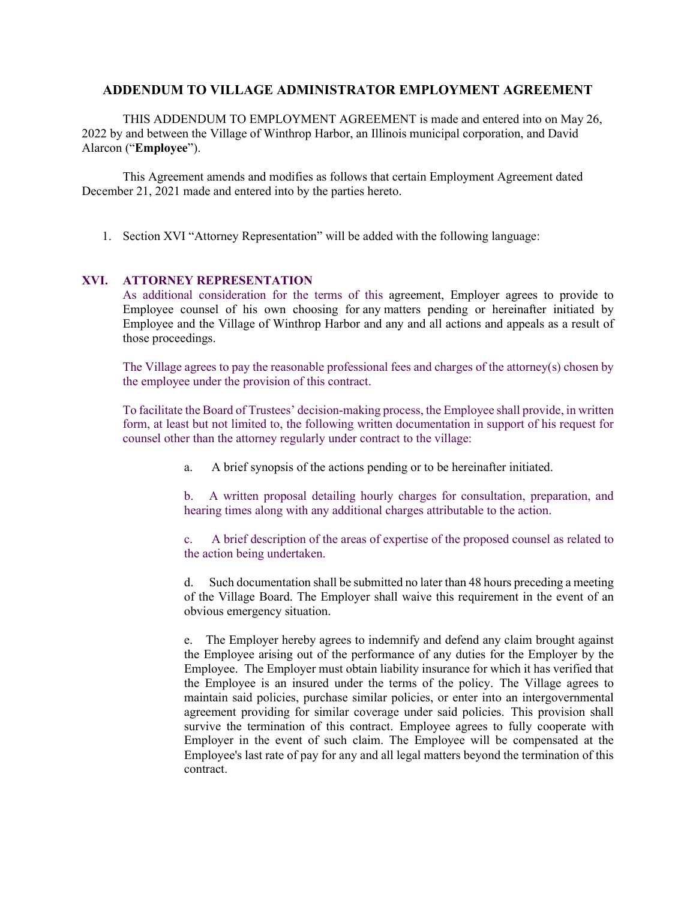## ADDENDUM TO VILLAGE ADMINISTRATOR EMPLOYMENT AGREEMENT

THIS ADDENDUM TO EMPLOYMENT AGREEMENT is made and entered into on May 26, 2022 by and between the Village of Winthrop Harbor, an Illinois municipal corporation, and David Alarcon ("**Employee**").

This Agreement amends and modifies as follows that certain Employment Agreement dated December 21, 2021 made and entered into by the parties hereto.

1. Section XVI "Attorney Representation" will be added with the following language:

### XVI. ATTORNEY REPRESENTATION

As additional consideration for the terms of this agreement, Employer agrees to provide to Employee counsel of his own choosing for any matters pending or hereinafter initiated by Employee and the Village of Winthrop Harbor and any and all actions and appeals as a result of those proceedings.

The Village agrees to pay the reasonable professional fees and charges of the attorney(s) chosen by the employee under the provision of this contract.

To facilitate the Board of Trustees' decision-making process, the Employee shall provide, in written form, at least but not limited to, the following written documentation in support of his request for counsel other than the attorney regularly under contract to the village:

a. A brief synopsis of the actions pending or to be hereinafter initiated.

b. A written proposal detailing hourly charges for consultation, preparation, and hearing times along with any additional charges attributable to the action.

c. A brief description of the areas of expertise of the proposed counsel as related to the action being undertaken.

d. Such documentation shall be submitted no later than 48 hours preceding a meeting of the Village Board. The Employer shall waive this requirement in the event of an obvious emergency situation.

e. The Employer hereby agrees to indemnify and defend any claim brought against the Employee arising out of the performance of any duties for the Employer by the Employee. The Employer must obtain liability insurance for which it has verified that the Employee is an insured under the terms of the policy. The Village agrees to maintain said policies, purchase similar policies, or enter into an intergovernmental agreement providing for similar coverage under said policies. This provision shall survive the termination of this contract. Employee agrees to fully cooperate with Employer in the event of such claim. The Employee will be compensated at the Employee's last rate of pay for any and all legal matters beyond the termination of this contract.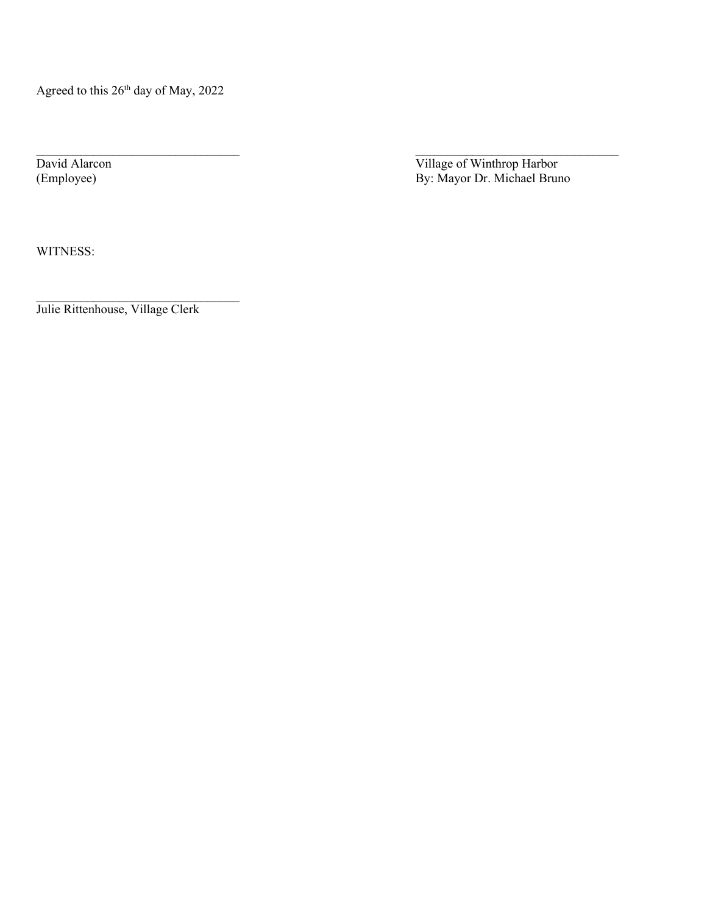Agreed to this 26th day of May, 2022

| _________________________________ | _________________________________ |
|---|---|
| David Alarcon | Village of Winthrop Harbor |
| (Employee) | By: Mayor Dr. Michael Bruno |

WITNESS:

_________________________________
Julie Rittenhouse, Village Clerk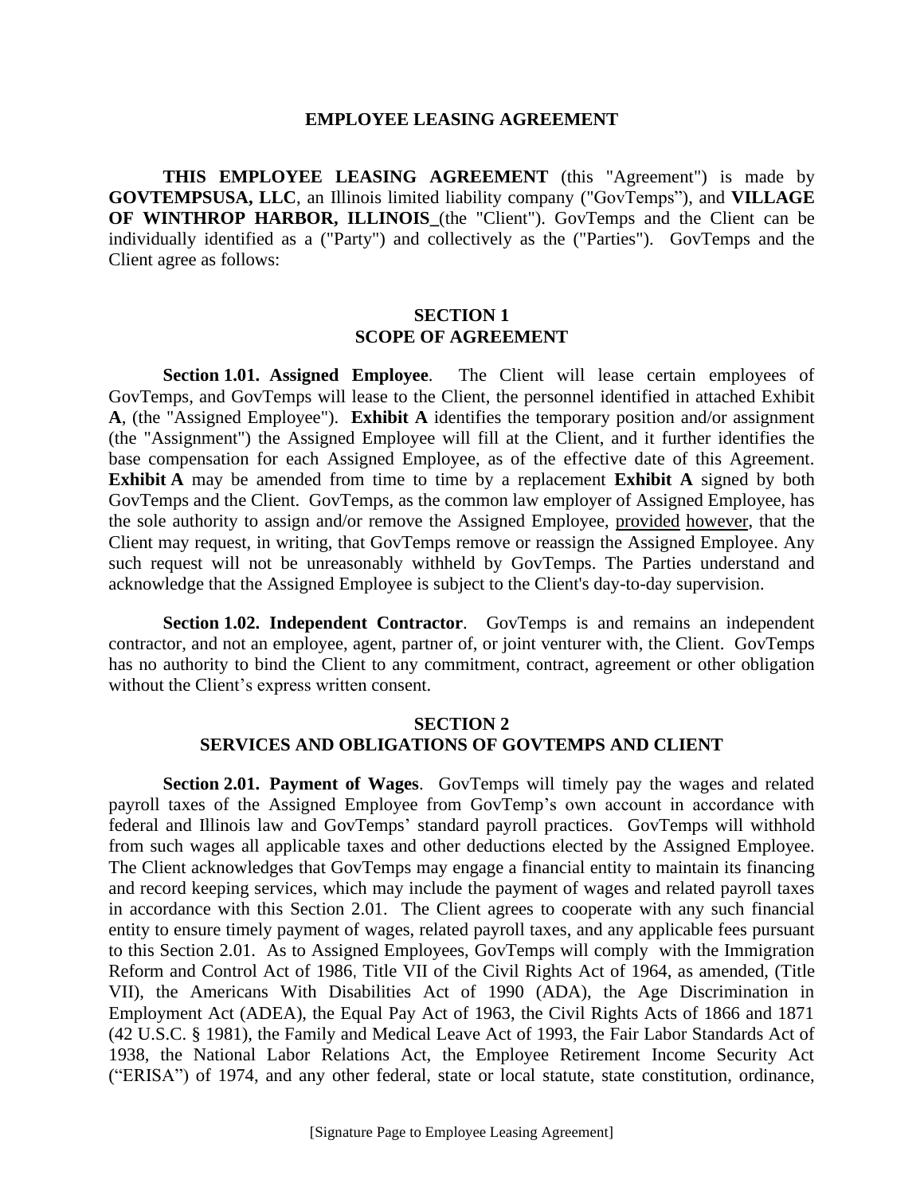# EMPLOYEE LEASING AGREEMENT

**THIS EMPLOYEE LEASING AGREEMENT** (this "Agreement") is made by **GOVTEMPSUSA, LLC**, an Illinois limited liability company ("GovTemps"), and **VILLAGE OF WINTHROP HARBOR, ILLINOIS_**(the "Client"). GovTemps and the Client can be individually identified as a ("Party") and collectively as the ("Parties"). GovTemps and the Client agree as follows:

## SECTION 1
## SCOPE OF AGREEMENT

**Section 1.01. Assigned Employee**. The Client will lease certain employees of GovTemps, and GovTemps will lease to the Client, the personnel identified in attached Exhibit **A**, (the "Assigned Employee"). **Exhibit A** identifies the temporary position and/or assignment (the "Assignment") the Assigned Employee will fill at the Client, and it further identifies the base compensation for each Assigned Employee, as of the effective date of this Agreement. **Exhibit A** may be amended from time to time by a replacement **Exhibit A** signed by both GovTemps and the Client. GovTemps, as the common law employer of Assigned Employee, has the sole authority to assign and/or remove the Assigned Employee, provided however, that the Client may request, in writing, that GovTemps remove or reassign the Assigned Employee. Any such request will not be unreasonably withheld by GovTemps. The Parties understand and acknowledge that the Assigned Employee is subject to the Client's day-to-day supervision.

**Section 1.02. Independent Contractor**. GovTemps is and remains an independent contractor, and not an employee, agent, partner of, or joint venturer with, the Client. GovTemps has no authority to bind the Client to any commitment, contract, agreement or other obligation without the Client's express written consent.

## SECTION 2
## SERVICES AND OBLIGATIONS OF GOVTEMPS AND CLIENT

**Section 2.01. Payment of Wages**. GovTemps will timely pay the wages and related payroll taxes of the Assigned Employee from GovTemp's own account in accordance with federal and Illinois law and GovTemps' standard payroll practices. GovTemps will withhold from such wages all applicable taxes and other deductions elected by the Assigned Employee. The Client acknowledges that GovTemps may engage a financial entity to maintain its financing and record keeping services, which may include the payment of wages and related payroll taxes in accordance with this Section 2.01. The Client agrees to cooperate with any such financial entity to ensure timely payment of wages, related payroll taxes, and any applicable fees pursuant to this Section 2.01. As to Assigned Employees, GovTemps will comply with the Immigration Reform and Control Act of 1986, Title VII of the Civil Rights Act of 1964, as amended, (Title VII), the Americans With Disabilities Act of 1990 (ADA), the Age Discrimination in Employment Act (ADEA), the Equal Pay Act of 1963, the Civil Rights Acts of 1866 and 1871 (42 U.S.C. § 1981), the Family and Medical Leave Act of 1993, the Fair Labor Standards Act of 1938, the National Labor Relations Act, the Employee Retirement Income Security Act ("ERISA") of 1974, and any other federal, state or local statute, state constitution, ordinance,

[Signature Page to Employee Leasing Agreement]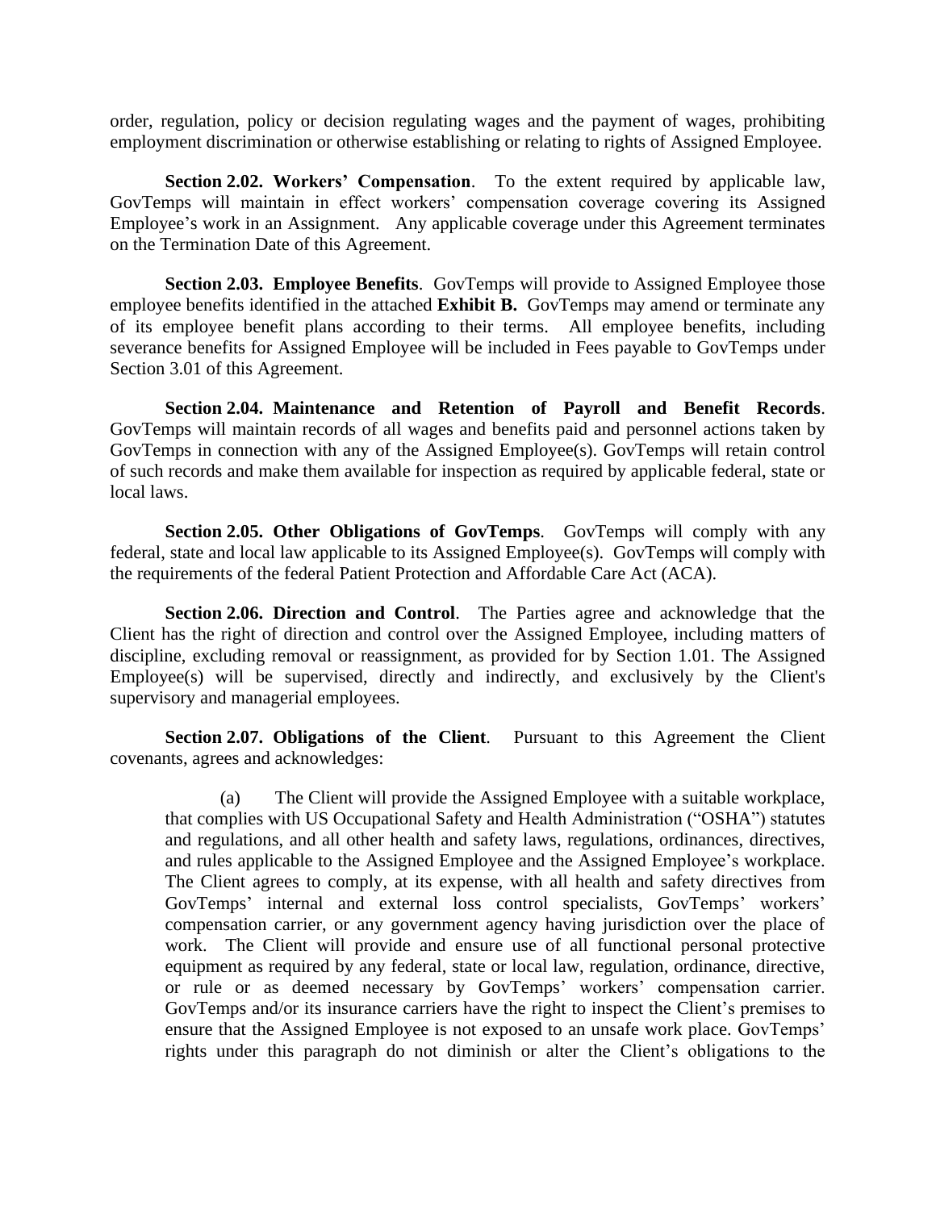order, regulation, policy or decision regulating wages and the payment of wages, prohibiting employment discrimination or otherwise establishing or relating to rights of Assigned Employee.

**Section 2.02. Workers' Compensation**. To the extent required by applicable law, GovTemps will maintain in effect workers' compensation coverage covering its Assigned Employee's work in an Assignment. Any applicable coverage under this Agreement terminates on the Termination Date of this Agreement.

**Section 2.03. Employee Benefits**. GovTemps will provide to Assigned Employee those employee benefits identified in the attached **Exhibit B.** GovTemps may amend or terminate any of its employee benefit plans according to their terms. All employee benefits, including severance benefits for Assigned Employee will be included in Fees payable to GovTemps under Section 3.01 of this Agreement.

**Section 2.04. Maintenance and Retention of Payroll and Benefit Records**. GovTemps will maintain records of all wages and benefits paid and personnel actions taken by GovTemps in connection with any of the Assigned Employee(s). GovTemps will retain control of such records and make them available for inspection as required by applicable federal, state or local laws.

**Section 2.05. Other Obligations of GovTemps**. GovTemps will comply with any federal, state and local law applicable to its Assigned Employee(s). GovTemps will comply with the requirements of the federal Patient Protection and Affordable Care Act (ACA).

**Section 2.06. Direction and Control**. The Parties agree and acknowledge that the Client has the right of direction and control over the Assigned Employee, including matters of discipline, excluding removal or reassignment, as provided for by Section 1.01. The Assigned Employee(s) will be supervised, directly and indirectly, and exclusively by the Client's supervisory and managerial employees.

**Section 2.07. Obligations of the Client**. Pursuant to this Agreement the Client covenants, agrees and acknowledges:

(a) The Client will provide the Assigned Employee with a suitable workplace, that complies with US Occupational Safety and Health Administration ("OSHA") statutes and regulations, and all other health and safety laws, regulations, ordinances, directives, and rules applicable to the Assigned Employee and the Assigned Employee's workplace. The Client agrees to comply, at its expense, with all health and safety directives from GovTemps' internal and external loss control specialists, GovTemps' workers' compensation carrier, or any government agency having jurisdiction over the place of work. The Client will provide and ensure use of all functional personal protective equipment as required by any federal, state or local law, regulation, ordinance, directive, or rule or as deemed necessary by GovTemps' workers' compensation carrier. GovTemps and/or its insurance carriers have the right to inspect the Client's premises to ensure that the Assigned Employee is not exposed to an unsafe work place. GovTemps' rights under this paragraph do not diminish or alter the Client's obligations to the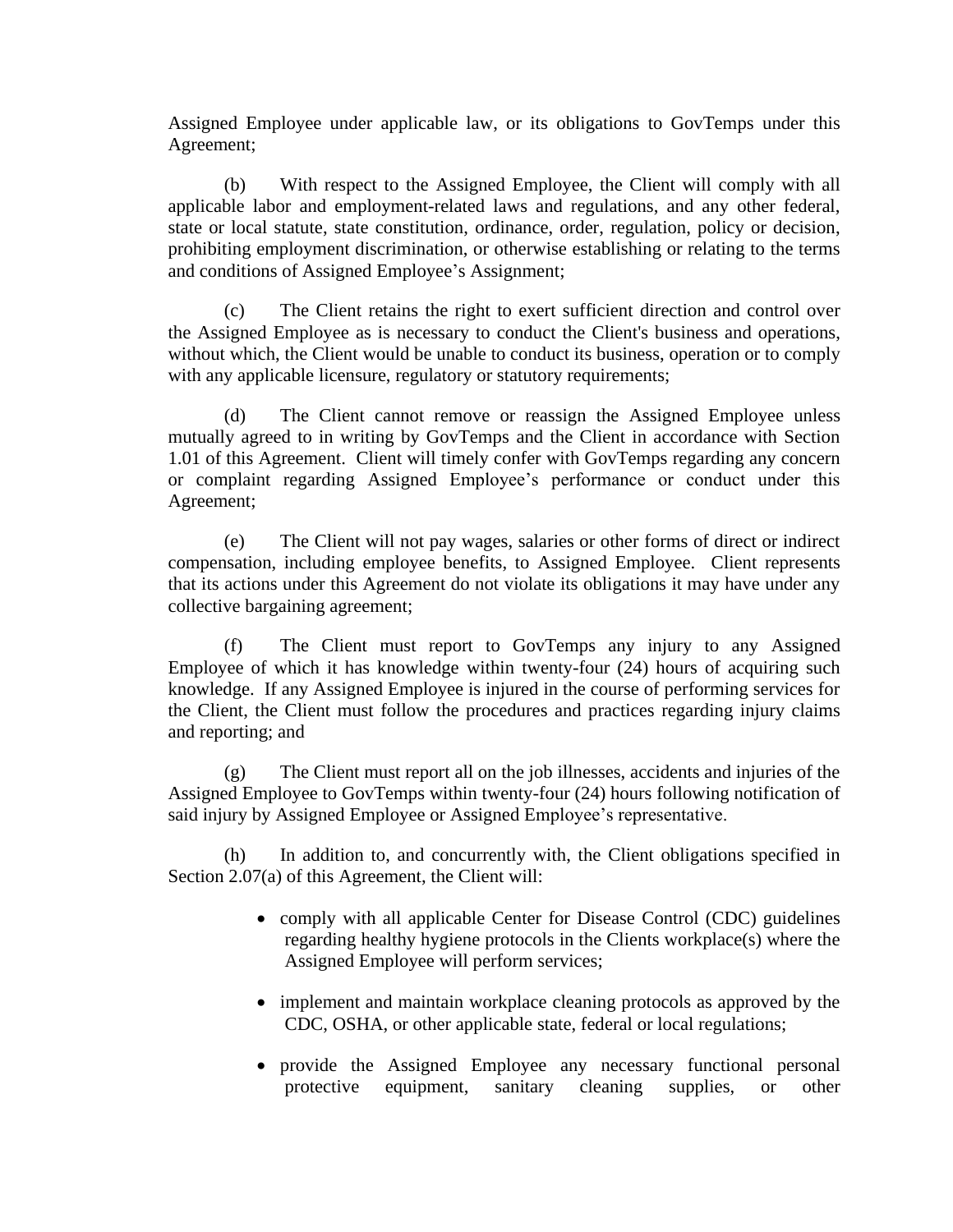Assigned Employee under applicable law, or its obligations to GovTemps under this Agreement;

(b) With respect to the Assigned Employee, the Client will comply with all applicable labor and employment-related laws and regulations, and any other federal, state or local statute, state constitution, ordinance, order, regulation, policy or decision, prohibiting employment discrimination, or otherwise establishing or relating to the terms and conditions of Assigned Employee's Assignment;

(c) The Client retains the right to exert sufficient direction and control over the Assigned Employee as is necessary to conduct the Client's business and operations, without which, the Client would be unable to conduct its business, operation or to comply with any applicable licensure, regulatory or statutory requirements;

(d) The Client cannot remove or reassign the Assigned Employee unless mutually agreed to in writing by GovTemps and the Client in accordance with Section 1.01 of this Agreement. Client will timely confer with GovTemps regarding any concern or complaint regarding Assigned Employee's performance or conduct under this Agreement;

(e) The Client will not pay wages, salaries or other forms of direct or indirect compensation, including employee benefits, to Assigned Employee. Client represents that its actions under this Agreement do not violate its obligations it may have under any collective bargaining agreement;

(f) The Client must report to GovTemps any injury to any Assigned Employee of which it has knowledge within twenty-four (24) hours of acquiring such knowledge. If any Assigned Employee is injured in the course of performing services for the Client, the Client must follow the procedures and practices regarding injury claims and reporting; and

(g) The Client must report all on the job illnesses, accidents and injuries of the Assigned Employee to GovTemps within twenty-four (24) hours following notification of said injury by Assigned Employee or Assigned Employee's representative.

(h) In addition to, and concurrently with, the Client obligations specified in Section 2.07(a) of this Agreement, the Client will:

- comply with all applicable Center for Disease Control (CDC) guidelines regarding healthy hygiene protocols in the Clients workplace(s) where the Assigned Employee will perform services;
- implement and maintain workplace cleaning protocols as approved by the CDC, OSHA, or other applicable state, federal or local regulations;
- provide the Assigned Employee any necessary functional personal protective equipment, sanitary cleaning supplies, or other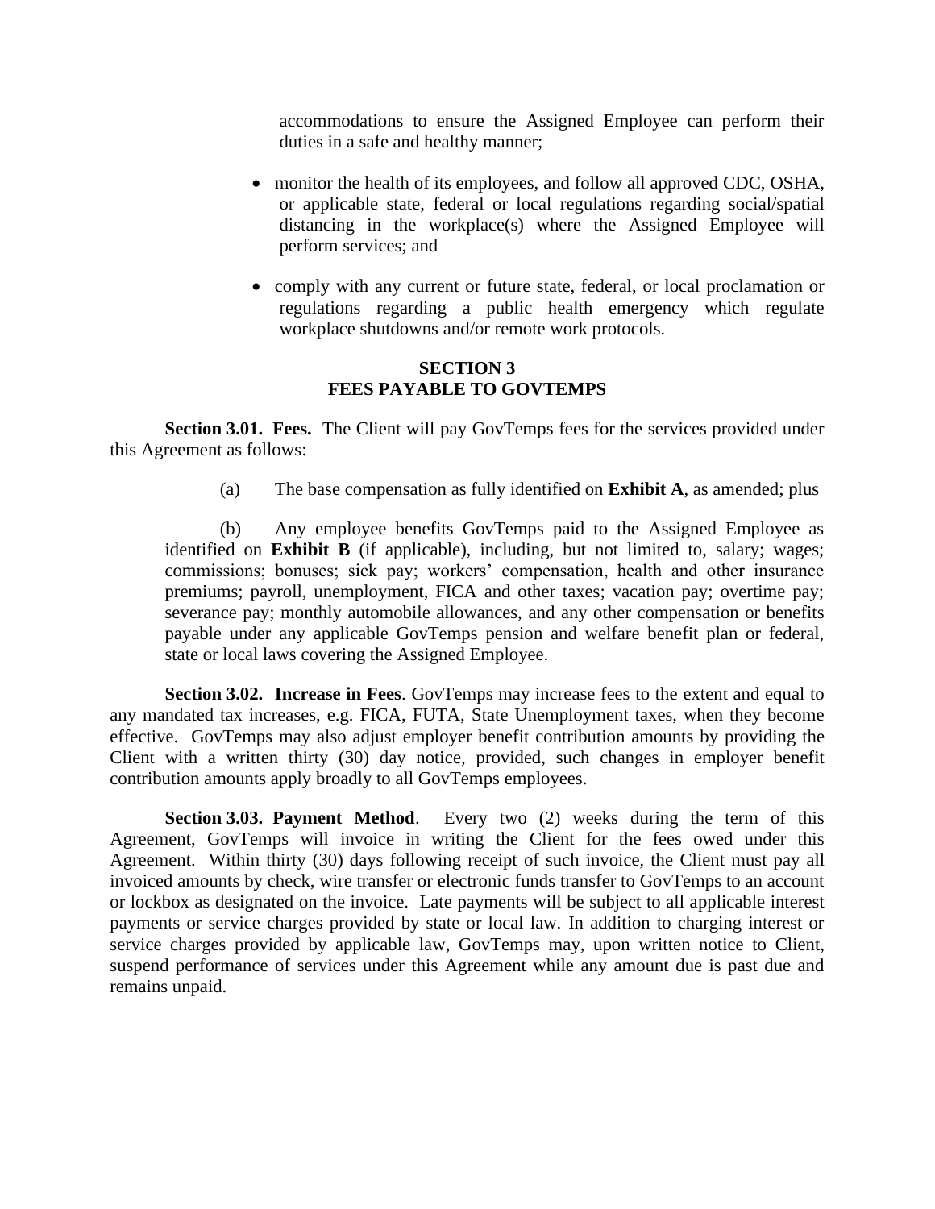accommodations to ensure the Assigned Employee can perform their duties in a safe and healthy manner;

- monitor the health of its employees, and follow all approved CDC, OSHA, or applicable state, federal or local regulations regarding social/spatial distancing in the workplace(s) where the Assigned Employee will perform services; and

- comply with any current or future state, federal, or local proclamation or regulations regarding a public health emergency which regulate workplace shutdowns and/or remote work protocols.

## SECTION 3
## FEES PAYABLE TO GOVTEMPS

**Section 3.01. Fees.** The Client will pay GovTemps fees for the services provided under this Agreement as follows:

(a) The base compensation as fully identified on **Exhibit A**, as amended; plus

(b) Any employee benefits GovTemps paid to the Assigned Employee as identified on **Exhibit B** (if applicable), including, but not limited to, salary; wages; commissions; bonuses; sick pay; workers' compensation, health and other insurance premiums; payroll, unemployment, FICA and other taxes; vacation pay; overtime pay; severance pay; monthly automobile allowances, and any other compensation or benefits payable under any applicable GovTemps pension and welfare benefit plan or federal, state or local laws covering the Assigned Employee.

**Section 3.02. Increase in Fees**. GovTemps may increase fees to the extent and equal to any mandated tax increases, e.g. FICA, FUTA, State Unemployment taxes, when they become effective. GovTemps may also adjust employer benefit contribution amounts by providing the Client with a written thirty (30) day notice, provided, such changes in employer benefit contribution amounts apply broadly to all GovTemps employees.

**Section 3.03. Payment Method**. Every two (2) weeks during the term of this Agreement, GovTemps will invoice in writing the Client for the fees owed under this Agreement. Within thirty (30) days following receipt of such invoice, the Client must pay all invoiced amounts by check, wire transfer or electronic funds transfer to GovTemps to an account or lockbox as designated on the invoice. Late payments will be subject to all applicable interest payments or service charges provided by state or local law. In addition to charging interest or service charges provided by applicable law, GovTemps may, upon written notice to Client, suspend performance of services under this Agreement while any amount due is past due and remains unpaid.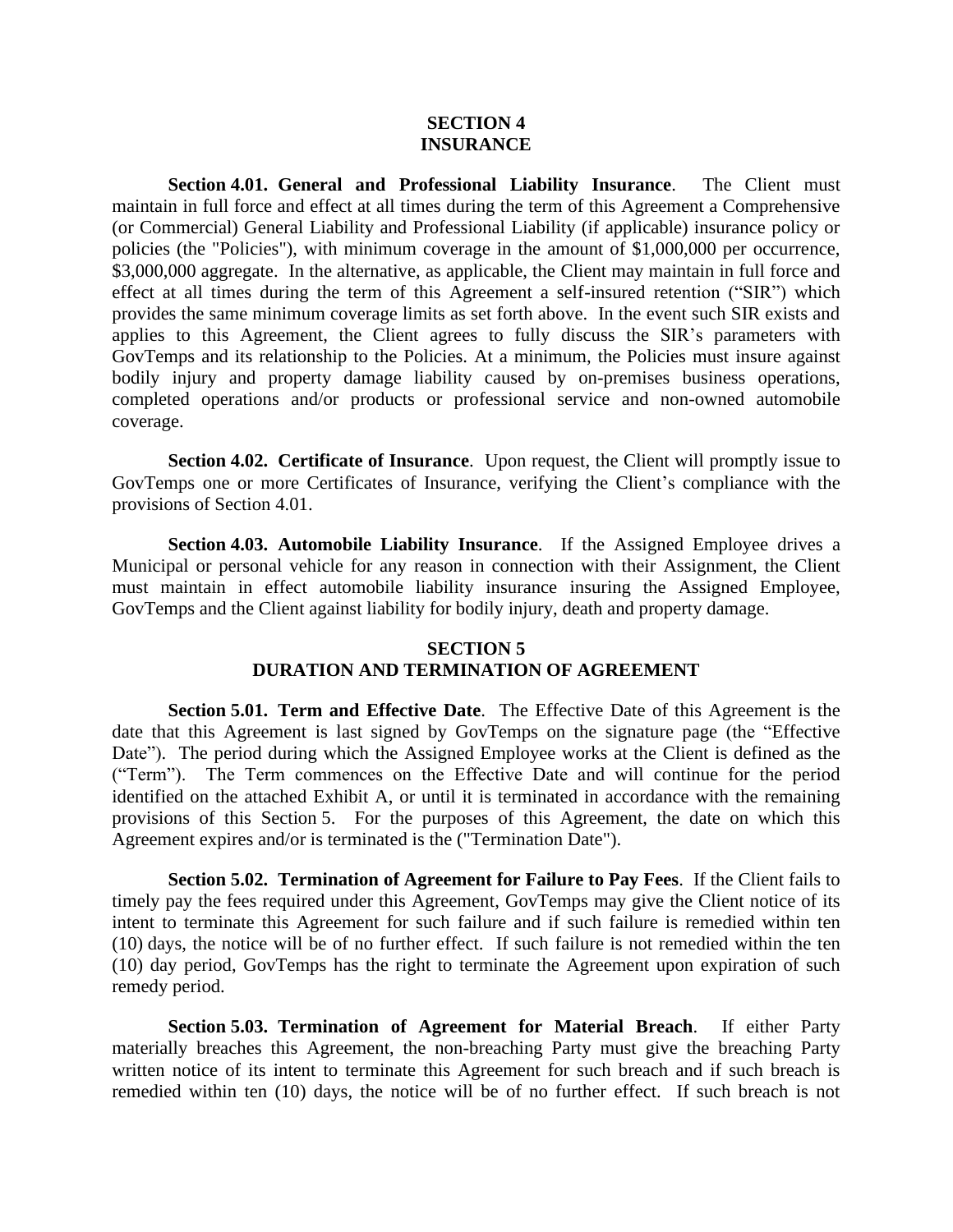## SECTION 4
## INSURANCE

**Section 4.01. General and Professional Liability Insurance**. The Client must maintain in full force and effect at all times during the term of this Agreement a Comprehensive (or Commercial) General Liability and Professional Liability (if applicable) insurance policy or policies (the "Policies"), with minimum coverage in the amount of $1,000,000 per occurrence, $3,000,000 aggregate. In the alternative, as applicable, the Client may maintain in full force and effect at all times during the term of this Agreement a self-insured retention ("SIR") which provides the same minimum coverage limits as set forth above. In the event such SIR exists and applies to this Agreement, the Client agrees to fully discuss the SIR's parameters with GovTemps and its relationship to the Policies. At a minimum, the Policies must insure against bodily injury and property damage liability caused by on-premises business operations, completed operations and/or products or professional service and non-owned automobile coverage.

**Section 4.02. Certificate of Insurance**. Upon request, the Client will promptly issue to GovTemps one or more Certificates of Insurance, verifying the Client's compliance with the provisions of Section 4.01.

**Section 4.03. Automobile Liability Insurance**. If the Assigned Employee drives a Municipal or personal vehicle for any reason in connection with their Assignment, the Client must maintain in effect automobile liability insurance insuring the Assigned Employee, GovTemps and the Client against liability for bodily injury, death and property damage.

## SECTION 5
## DURATION AND TERMINATION OF AGREEMENT

**Section 5.01. Term and Effective Date**. The Effective Date of this Agreement is the date that this Agreement is last signed by GovTemps on the signature page (the "Effective Date"). The period during which the Assigned Employee works at the Client is defined as the ("Term"). The Term commences on the Effective Date and will continue for the period identified on the attached Exhibit A, or until it is terminated in accordance with the remaining provisions of this Section 5. For the purposes of this Agreement, the date on which this Agreement expires and/or is terminated is the ("Termination Date").

**Section 5.02. Termination of Agreement for Failure to Pay Fees**. If the Client fails to timely pay the fees required under this Agreement, GovTemps may give the Client notice of its intent to terminate this Agreement for such failure and if such failure is remedied within ten (10) days, the notice will be of no further effect. If such failure is not remedied within the ten (10) day period, GovTemps has the right to terminate the Agreement upon expiration of such remedy period.

**Section 5.03. Termination of Agreement for Material Breach**. If either Party materially breaches this Agreement, the non-breaching Party must give the breaching Party written notice of its intent to terminate this Agreement for such breach and if such breach is remedied within ten (10) days, the notice will be of no further effect. If such breach is not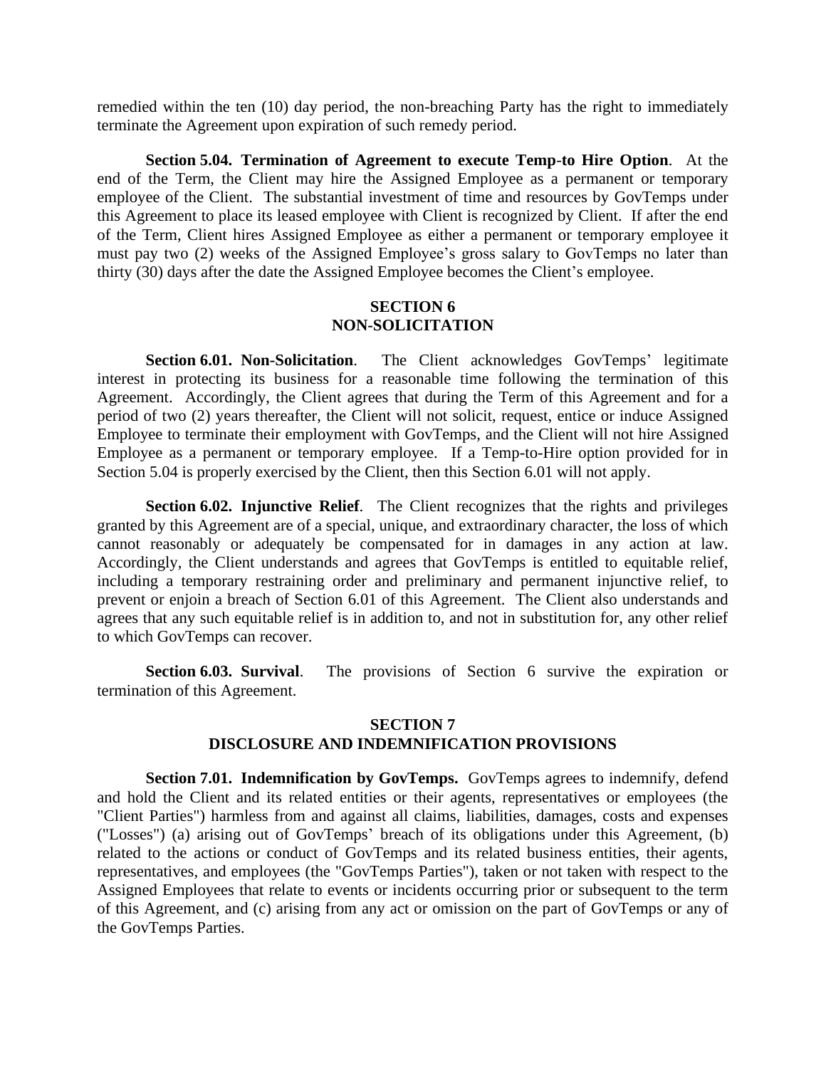remedied within the ten (10) day period, the non-breaching Party has the right to immediately terminate the Agreement upon expiration of such remedy period.

**Section 5.04. Termination of Agreement to execute Temp-to Hire Option**. At the end of the Term, the Client may hire the Assigned Employee as a permanent or temporary employee of the Client. The substantial investment of time and resources by GovTemps under this Agreement to place its leased employee with Client is recognized by Client. If after the end of the Term, Client hires Assigned Employee as either a permanent or temporary employee it must pay two (2) weeks of the Assigned Employee's gross salary to GovTemps no later than thirty (30) days after the date the Assigned Employee becomes the Client's employee.

## SECTION 6
## NON-SOLICITATION

**Section 6.01. Non-Solicitation**. The Client acknowledges GovTemps' legitimate interest in protecting its business for a reasonable time following the termination of this Agreement. Accordingly, the Client agrees that during the Term of this Agreement and for a period of two (2) years thereafter, the Client will not solicit, request, entice or induce Assigned Employee to terminate their employment with GovTemps, and the Client will not hire Assigned Employee as a permanent or temporary employee. If a Temp-to-Hire option provided for in Section 5.04 is properly exercised by the Client, then this Section 6.01 will not apply.

**Section 6.02. Injunctive Relief**. The Client recognizes that the rights and privileges granted by this Agreement are of a special, unique, and extraordinary character, the loss of which cannot reasonably or adequately be compensated for in damages in any action at law. Accordingly, the Client understands and agrees that GovTemps is entitled to equitable relief, including a temporary restraining order and preliminary and permanent injunctive relief, to prevent or enjoin a breach of Section 6.01 of this Agreement. The Client also understands and agrees that any such equitable relief is in addition to, and not in substitution for, any other relief to which GovTemps can recover.

**Section 6.03. Survival**. The provisions of Section 6 survive the expiration or termination of this Agreement.

## SECTION 7
## DISCLOSURE AND INDEMNIFICATION PROVISIONS

**Section 7.01. Indemnification by GovTemps.** GovTemps agrees to indemnify, defend and hold the Client and its related entities or their agents, representatives or employees (the "Client Parties") harmless from and against all claims, liabilities, damages, costs and expenses ("Losses") (a) arising out of GovTemps' breach of its obligations under this Agreement, (b) related to the actions or conduct of GovTemps and its related business entities, their agents, representatives, and employees (the "GovTemps Parties"), taken or not taken with respect to the Assigned Employees that relate to events or incidents occurring prior or subsequent to the term of this Agreement, and (c) arising from any act or omission on the part of GovTemps or any of the GovTemps Parties.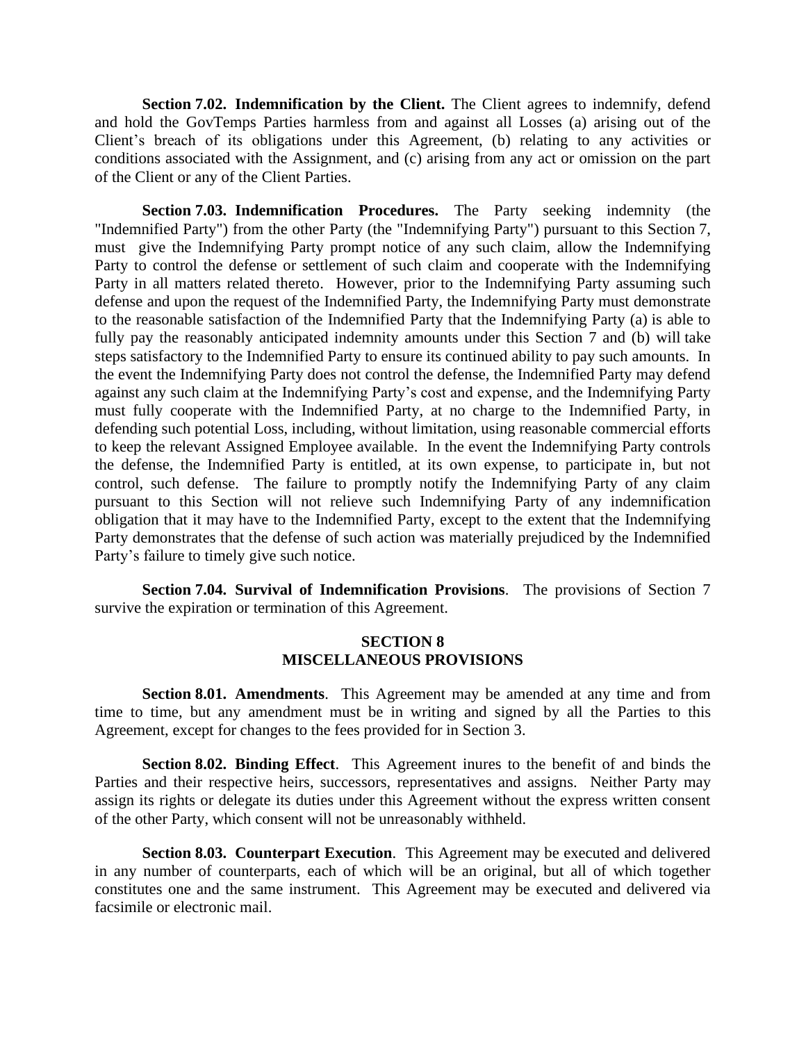**Section 7.02. Indemnification by the Client.** The Client agrees to indemnify, defend and hold the GovTemps Parties harmless from and against all Losses (a) arising out of the Client's breach of its obligations under this Agreement, (b) relating to any activities or conditions associated with the Assignment, and (c) arising from any act or omission on the part of the Client or any of the Client Parties.

**Section 7.03. Indemnification Procedures.** The Party seeking indemnity (the "Indemnified Party") from the other Party (the "Indemnifying Party") pursuant to this Section 7, must give the Indemnifying Party prompt notice of any such claim, allow the Indemnifying Party to control the defense or settlement of such claim and cooperate with the Indemnifying Party in all matters related thereto. However, prior to the Indemnifying Party assuming such defense and upon the request of the Indemnified Party, the Indemnifying Party must demonstrate to the reasonable satisfaction of the Indemnified Party that the Indemnifying Party (a) is able to fully pay the reasonably anticipated indemnity amounts under this Section 7 and (b) will take steps satisfactory to the Indemnified Party to ensure its continued ability to pay such amounts. In the event the Indemnifying Party does not control the defense, the Indemnified Party may defend against any such claim at the Indemnifying Party's cost and expense, and the Indemnifying Party must fully cooperate with the Indemnified Party, at no charge to the Indemnified Party, in defending such potential Loss, including, without limitation, using reasonable commercial efforts to keep the relevant Assigned Employee available. In the event the Indemnifying Party controls the defense, the Indemnified Party is entitled, at its own expense, to participate in, but not control, such defense. The failure to promptly notify the Indemnifying Party of any claim pursuant to this Section will not relieve such Indemnifying Party of any indemnification obligation that it may have to the Indemnified Party, except to the extent that the Indemnifying Party demonstrates that the defense of such action was materially prejudiced by the Indemnified Party's failure to timely give such notice.

**Section 7.04. Survival of Indemnification Provisions**. The provisions of Section 7 survive the expiration or termination of this Agreement.

## SECTION 8
## MISCELLANEOUS PROVISIONS

**Section 8.01. Amendments**. This Agreement may be amended at any time and from time to time, but any amendment must be in writing and signed by all the Parties to this Agreement, except for changes to the fees provided for in Section 3.

**Section 8.02. Binding Effect**. This Agreement inures to the benefit of and binds the Parties and their respective heirs, successors, representatives and assigns. Neither Party may assign its rights or delegate its duties under this Agreement without the express written consent of the other Party, which consent will not be unreasonably withheld.

**Section 8.03. Counterpart Execution**. This Agreement may be executed and delivered in any number of counterparts, each of which will be an original, but all of which together constitutes one and the same instrument. This Agreement may be executed and delivered via facsimile or electronic mail.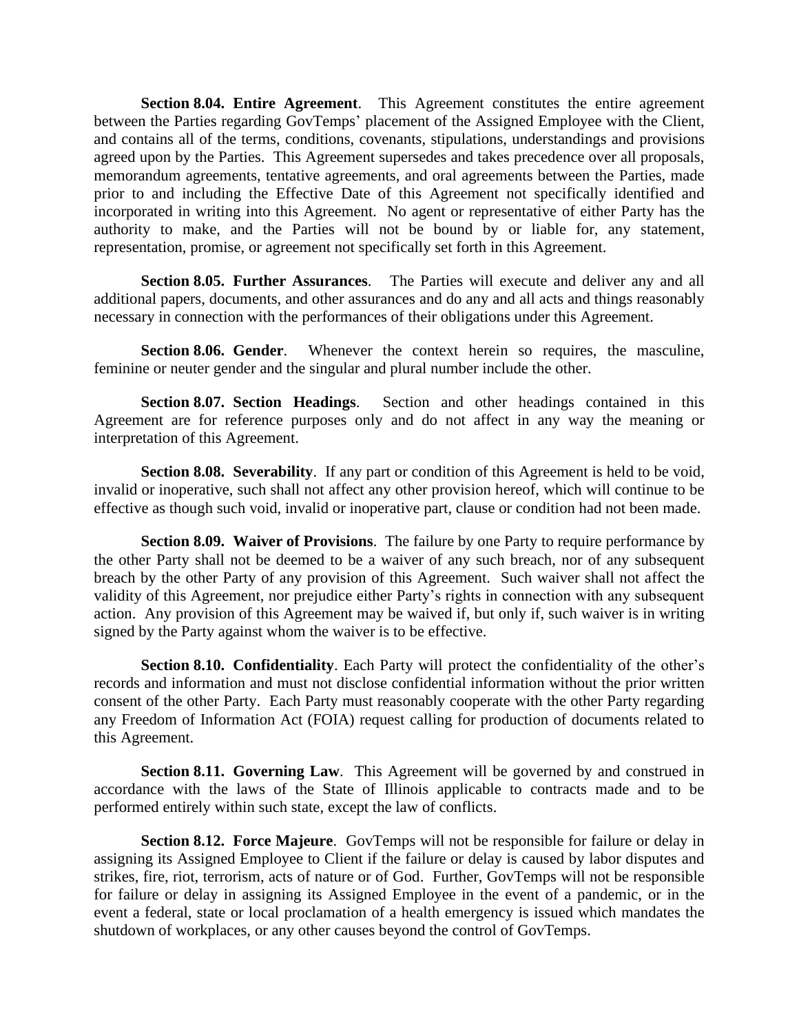**Section 8.04. Entire Agreement**. This Agreement constitutes the entire agreement between the Parties regarding GovTemps' placement of the Assigned Employee with the Client, and contains all of the terms, conditions, covenants, stipulations, understandings and provisions agreed upon by the Parties. This Agreement supersedes and takes precedence over all proposals, memorandum agreements, tentative agreements, and oral agreements between the Parties, made prior to and including the Effective Date of this Agreement not specifically identified and incorporated in writing into this Agreement. No agent or representative of either Party has the authority to make, and the Parties will not be bound by or liable for, any statement, representation, promise, or agreement not specifically set forth in this Agreement.

**Section 8.05. Further Assurances**. The Parties will execute and deliver any and all additional papers, documents, and other assurances and do any and all acts and things reasonably necessary in connection with the performances of their obligations under this Agreement.

**Section 8.06. Gender**. Whenever the context herein so requires, the masculine, feminine or neuter gender and the singular and plural number include the other.

**Section 8.07. Section Headings**. Section and other headings contained in this Agreement are for reference purposes only and do not affect in any way the meaning or interpretation of this Agreement.

**Section 8.08. Severability**. If any part or condition of this Agreement is held to be void, invalid or inoperative, such shall not affect any other provision hereof, which will continue to be effective as though such void, invalid or inoperative part, clause or condition had not been made.

**Section 8.09. Waiver of Provisions**. The failure by one Party to require performance by the other Party shall not be deemed to be a waiver of any such breach, nor of any subsequent breach by the other Party of any provision of this Agreement. Such waiver shall not affect the validity of this Agreement, nor prejudice either Party's rights in connection with any subsequent action. Any provision of this Agreement may be waived if, but only if, such waiver is in writing signed by the Party against whom the waiver is to be effective.

**Section 8.10. Confidentiality**. Each Party will protect the confidentiality of the other's records and information and must not disclose confidential information without the prior written consent of the other Party. Each Party must reasonably cooperate with the other Party regarding any Freedom of Information Act (FOIA) request calling for production of documents related to this Agreement.

**Section 8.11. Governing Law**. This Agreement will be governed by and construed in accordance with the laws of the State of Illinois applicable to contracts made and to be performed entirely within such state, except the law of conflicts.

**Section 8.12. Force Majeure**. GovTemps will not be responsible for failure or delay in assigning its Assigned Employee to Client if the failure or delay is caused by labor disputes and strikes, fire, riot, terrorism, acts of nature or of God. Further, GovTemps will not be responsible for failure or delay in assigning its Assigned Employee in the event of a pandemic, or in the event a federal, state or local proclamation of a health emergency is issued which mandates the shutdown of workplaces, or any other causes beyond the control of GovTemps.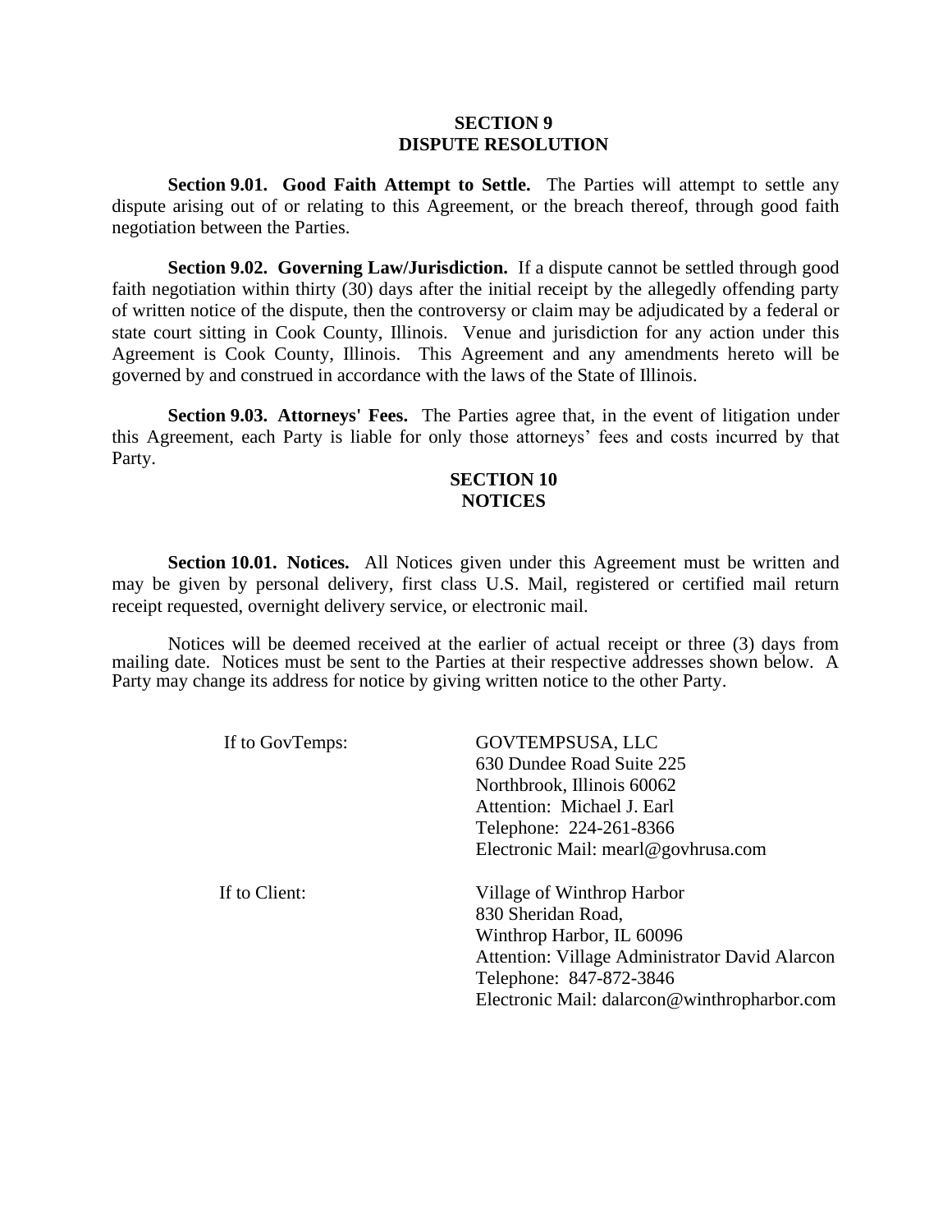## SECTION 9
## DISPUTE RESOLUTION

**Section 9.01. Good Faith Attempt to Settle.** The Parties will attempt to settle any dispute arising out of or relating to this Agreement, or the breach thereof, through good faith negotiation between the Parties.

**Section 9.02. Governing Law/Jurisdiction.** If a dispute cannot be settled through good faith negotiation within thirty (30) days after the initial receipt by the allegedly offending party of written notice of the dispute, then the controversy or claim may be adjudicated by a federal or state court sitting in Cook County, Illinois. Venue and jurisdiction for any action under this Agreement is Cook County, Illinois. This Agreement and any amendments hereto will be governed by and construed in accordance with the laws of the State of Illinois.

**Section 9.03. Attorneys' Fees.** The Parties agree that, in the event of litigation under this Agreement, each Party is liable for only those attorneys' fees and costs incurred by that Party.

## SECTION 10
## NOTICES

**Section 10.01. Notices.** All Notices given under this Agreement must be written and may be given by personal delivery, first class U.S. Mail, registered or certified mail return receipt requested, overnight delivery service, or electronic mail.

Notices will be deemed received at the earlier of actual receipt or three (3) days from mailing date. Notices must be sent to the Parties at their respective addresses shown below. A Party may change its address for notice by giving written notice to the other Party.

If to GovTemps:

GOVTEMPSUSA, LLC
630 Dundee Road Suite 225
Northbrook, Illinois 60062
Attention: Michael J. Earl
Telephone: 224-261-8366
Electronic Mail: mearl@govhrusa.com

If to Client:

Village of Winthrop Harbor
830 Sheridan Road,
Winthrop Harbor, IL 60096
Attention: Village Administrator David Alarcon
Telephone: 847-872-3846
Electronic Mail: dalarcon@winthropharbor.com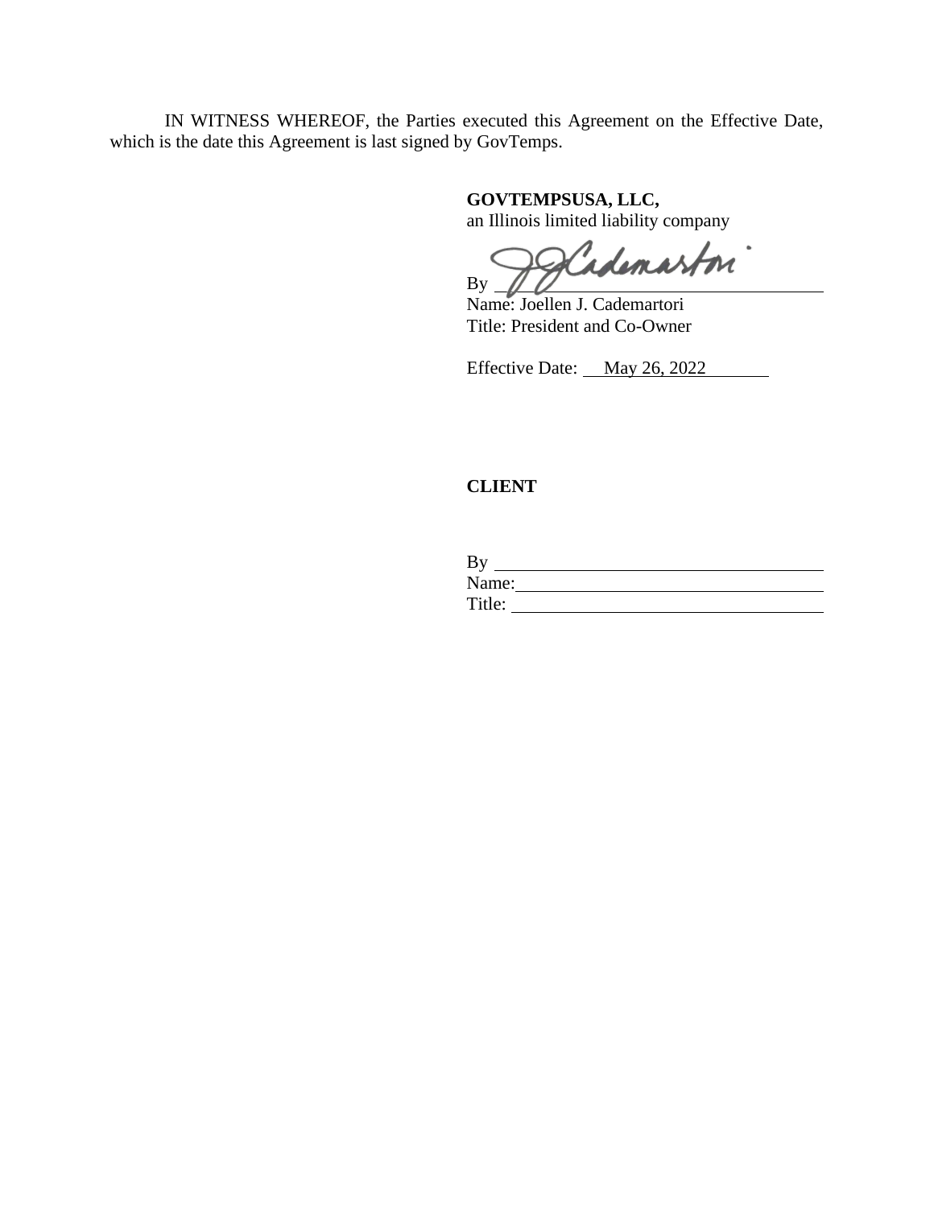IN WITNESS WHEREOF, the Parties executed this Agreement on the Effective Date, which is the date this Agreement is last signed by GovTemps.

**GOVTEMPSUSA, LLC,**
an Illinois limited liability company

By ______________________________
Name: Joellen J. Cademartori
Title: President and Co-Owner

Effective Date: May 26, 2022

**CLIENT**

By ______________________________
Name: ______________________________
Title: ______________________________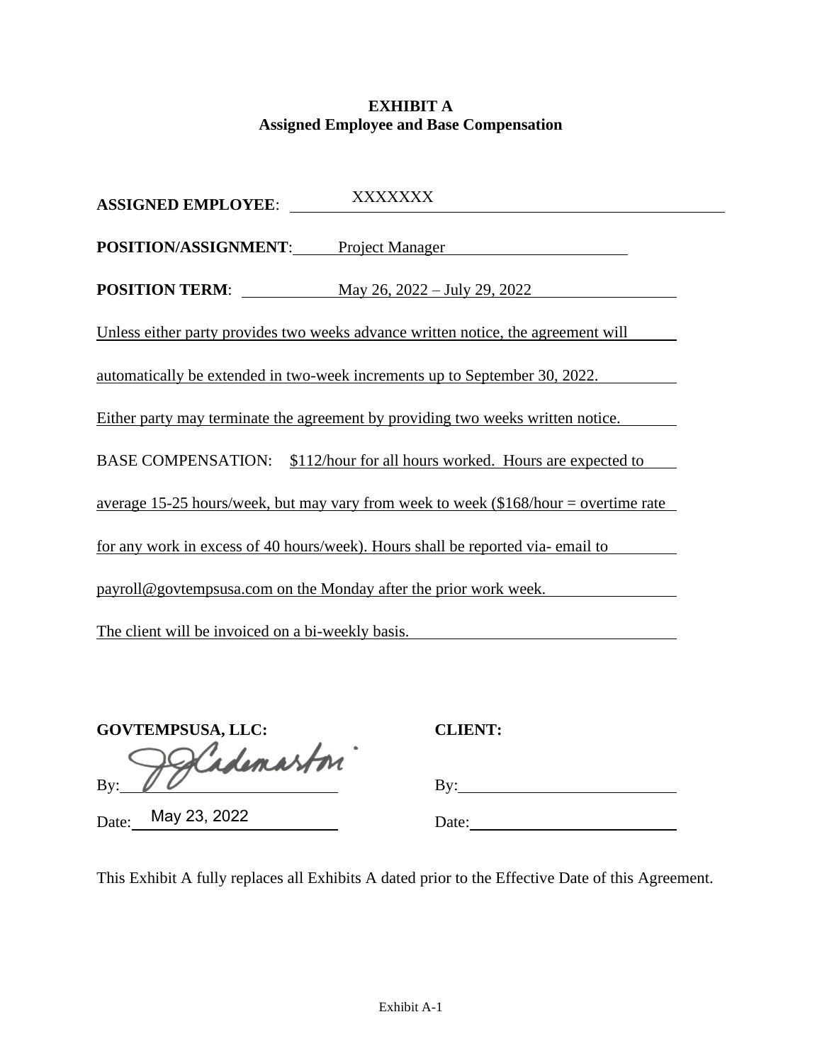**EXHIBIT A**
**Assigned Employee and Base Compensation**

**ASSIGNED EMPLOYEE**: XXXXXXX

**POSITION/ASSIGNMENT**: Project Manager

**POSITION TERM**: May 26, 2022 – July 29, 2022

Unless either party provides two weeks advance written notice, the agreement will automatically be extended in two-week increments up to September 30, 2022.

Either party may terminate the agreement by providing two weeks written notice.

BASE COMPENSATION: $112/hour for all hours worked. Hours are expected to average 15-25 hours/week, but may vary from week to week ($168/hour = overtime rate for any work in excess of 40 hours/week). Hours shall be reported via- email to payroll@govtempsusa.com on the Monday after the prior work week.

The client will be invoiced on a bi-weekly basis.

**GOVTEMPSUSA, LLC:**

By: JJCademartori

Date: May 23, 2022

**CLIENT:**

By:

Date:

This Exhibit A fully replaces all Exhibits A dated prior to the Effective Date of this Agreement.

Exhibit A-1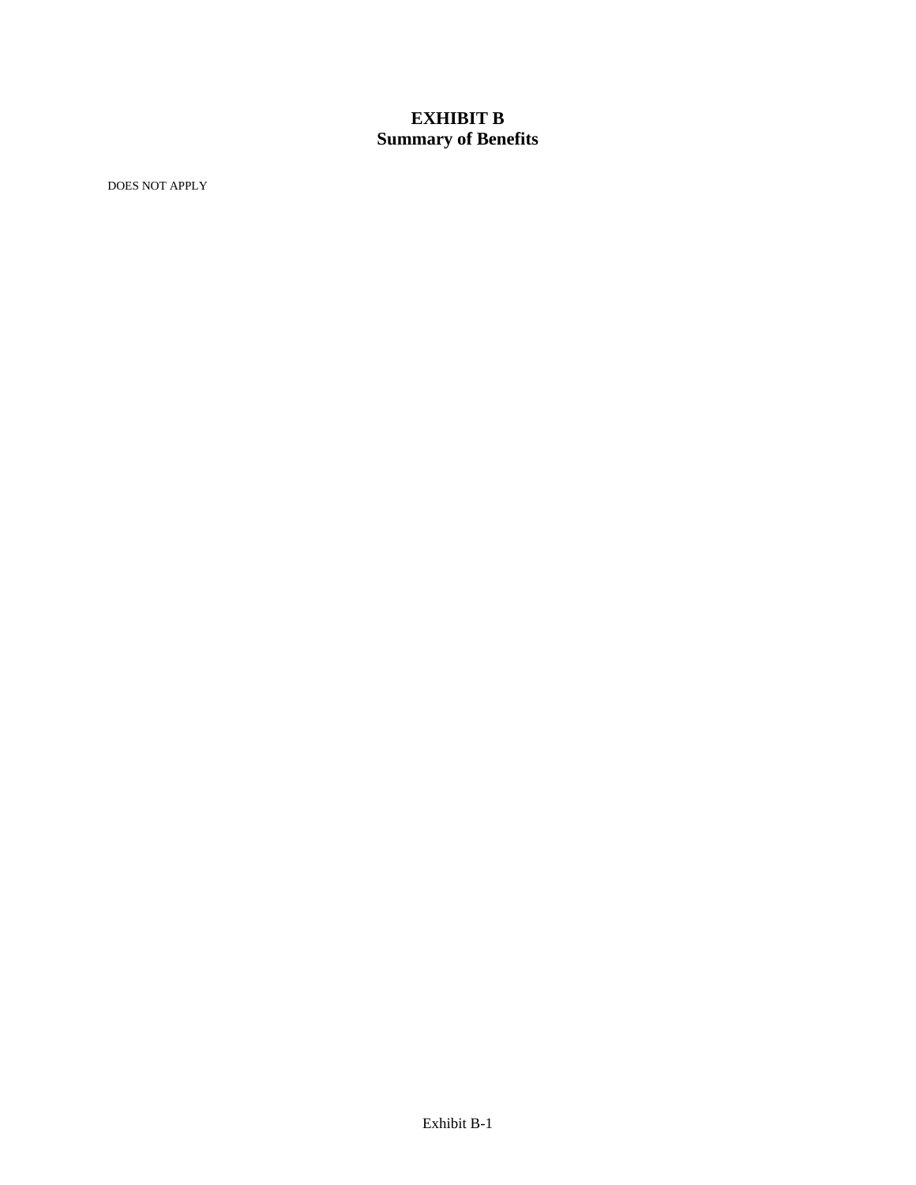# EXHIBIT B
## Summary of Benefits

DOES NOT APPLY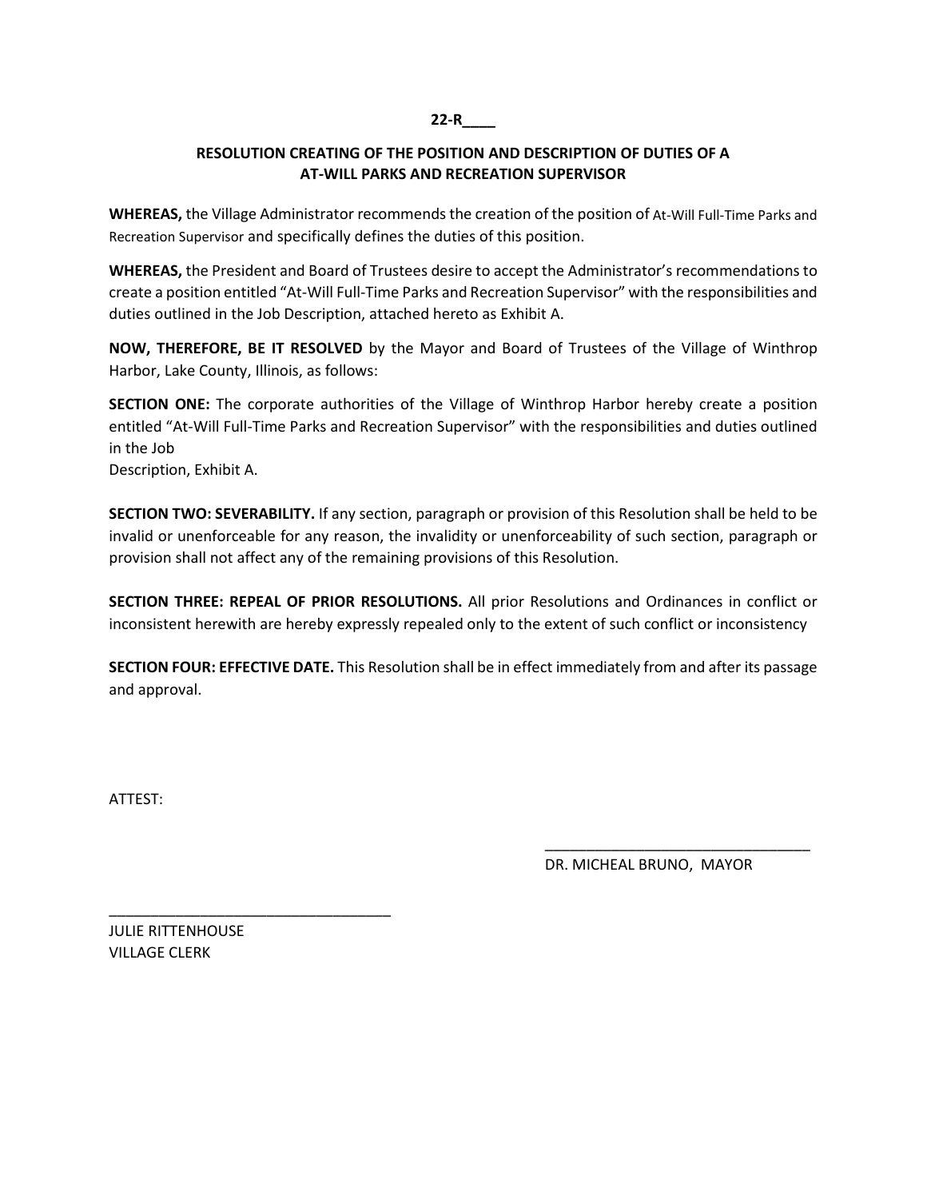**22-R____**

**RESOLUTION CREATING OF THE POSITION AND DESCRIPTION OF DUTIES OF A AT-WILL PARKS AND RECREATION SUPERVISOR**

**WHEREAS,** the Village Administrator recommends the creation of the position of At-Will Full-Time Parks and Recreation Supervisor and specifically defines the duties of this position.

**WHEREAS,** the President and Board of Trustees desire to accept the Administrator's recommendations to create a position entitled "At-Will Full-Time Parks and Recreation Supervisor" with the responsibilities and duties outlined in the Job Description, attached hereto as Exhibit A.

**NOW, THEREFORE, BE IT RESOLVED** by the Mayor and Board of Trustees of the Village of Winthrop Harbor, Lake County, Illinois, as follows:

**SECTION ONE:** The corporate authorities of the Village of Winthrop Harbor hereby create a position entitled "At-Will Full-Time Parks and Recreation Supervisor" with the responsibilities and duties outlined in the Job
Description, Exhibit A.

**SECTION TWO: SEVERABILITY.** If any section, paragraph or provision of this Resolution shall be held to be invalid or unenforceable for any reason, the invalidity or unenforceability of such section, paragraph or provision shall not affect any of the remaining provisions of this Resolution.

**SECTION THREE: REPEAL OF PRIOR RESOLUTIONS.** All prior Resolutions and Ordinances in conflict or inconsistent herewith are hereby expressly repealed only to the extent of such conflict or inconsistency

**SECTION FOUR: EFFECTIVE DATE.** This Resolution shall be in effect immediately from and after its passage and approval.

ATTEST:

________________________________
DR. MICHEAL BRUNO, MAYOR

________________________________
JULIE RITTENHOUSE
VILLAGE CLERK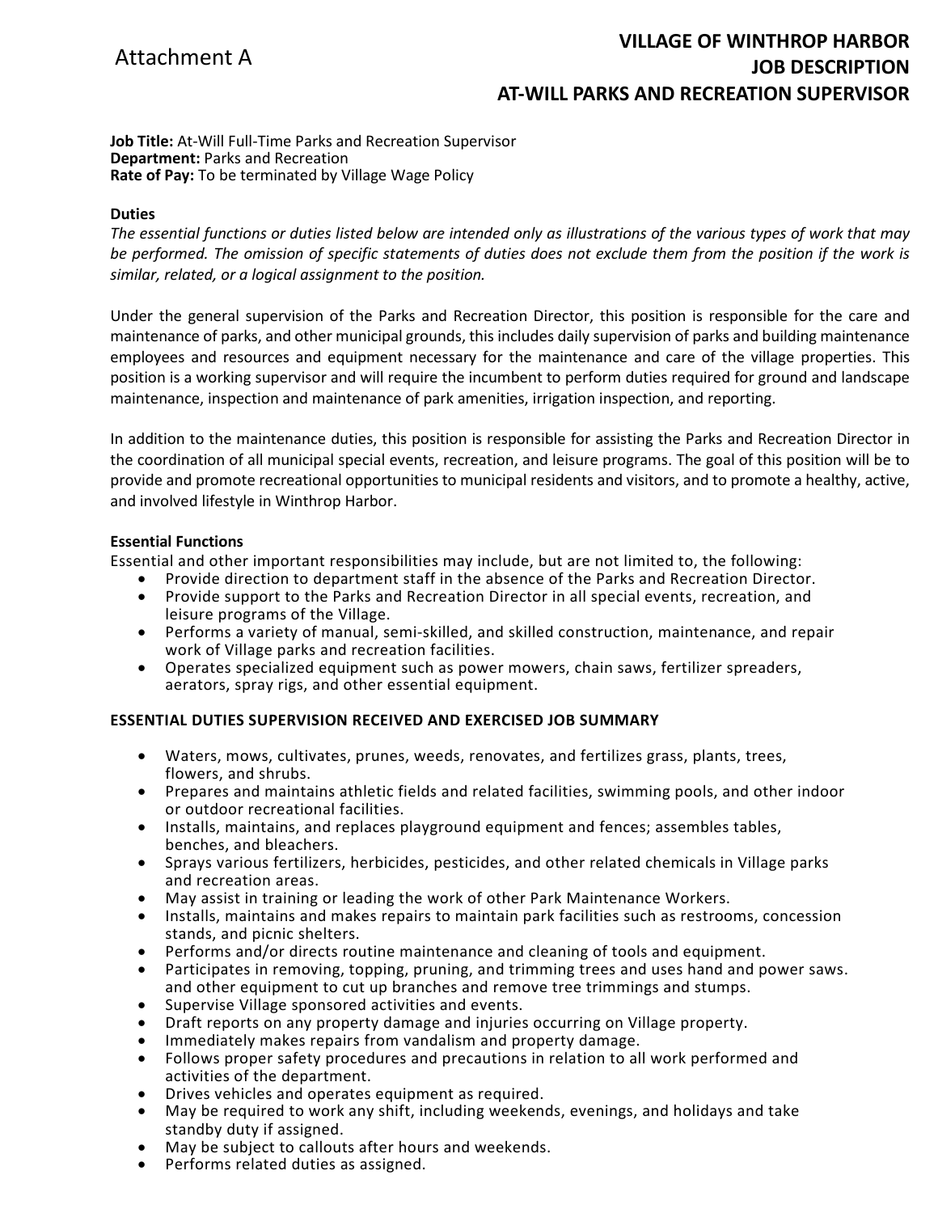Attachment A

# VILLAGE OF WINTHROP HARBOR
# JOB DESCRIPTION
# AT-WILL PARKS AND RECREATION SUPERVISOR

**Job Title:** At-Will Full-Time Parks and Recreation Supervisor
**Department:** Parks and Recreation
**Rate of Pay:** To be terminated by Village Wage Policy

**Duties**

*The essential functions or duties listed below are intended only as illustrations of the various types of work that may be performed. The omission of specific statements of duties does not exclude them from the position if the work is similar, related, or a logical assignment to the position.*

Under the general supervision of the Parks and Recreation Director, this position is responsible for the care and maintenance of parks, and other municipal grounds, this includes daily supervision of parks and building maintenance employees and resources and equipment necessary for the maintenance and care of the village properties. This position is a working supervisor and will require the incumbent to perform duties required for ground and landscape maintenance, inspection and maintenance of park amenities, irrigation inspection, and reporting.

In addition to the maintenance duties, this position is responsible for assisting the Parks and Recreation Director in the coordination of all municipal special events, recreation, and leisure programs. The goal of this position will be to provide and promote recreational opportunities to municipal residents and visitors, and to promote a healthy, active, and involved lifestyle in Winthrop Harbor.

**Essential Functions**

Essential and other important responsibilities may include, but are not limited to, the following:

- Provide direction to department staff in the absence of the Parks and Recreation Director.
- Provide support to the Parks and Recreation Director in all special events, recreation, and leisure programs of the Village.
- Performs a variety of manual, semi-skilled, and skilled construction, maintenance, and repair work of Village parks and recreation facilities.
- Operates specialized equipment such as power mowers, chain saws, fertilizer spreaders, aerators, spray rigs, and other essential equipment.

**ESSENTIAL DUTIES SUPERVISION RECEIVED AND EXERCISED JOB SUMMARY**

- Waters, mows, cultivates, prunes, weeds, renovates, and fertilizes grass, plants, trees, flowers, and shrubs.
- Prepares and maintains athletic fields and related facilities, swimming pools, and other indoor or outdoor recreational facilities.
- Installs, maintains, and replaces playground equipment and fences; assembles tables, benches, and bleachers.
- Sprays various fertilizers, herbicides, pesticides, and other related chemicals in Village parks and recreation areas.
- May assist in training or leading the work of other Park Maintenance Workers.
- Installs, maintains and makes repairs to maintain park facilities such as restrooms, concession stands, and picnic shelters.
- Performs and/or directs routine maintenance and cleaning of tools and equipment.
- Participates in removing, topping, pruning, and trimming trees and uses hand and power saws. and other equipment to cut up branches and remove tree trimmings and stumps.
- Supervise Village sponsored activities and events.
- Draft reports on any property damage and injuries occurring on Village property.
- Immediately makes repairs from vandalism and property damage.
- Follows proper safety procedures and precautions in relation to all work performed and activities of the department.
- Drives vehicles and operates equipment as required.
- May be required to work any shift, including weekends, evenings, and holidays and take standby duty if assigned.
- May be subject to callouts after hours and weekends.
- Performs related duties as assigned.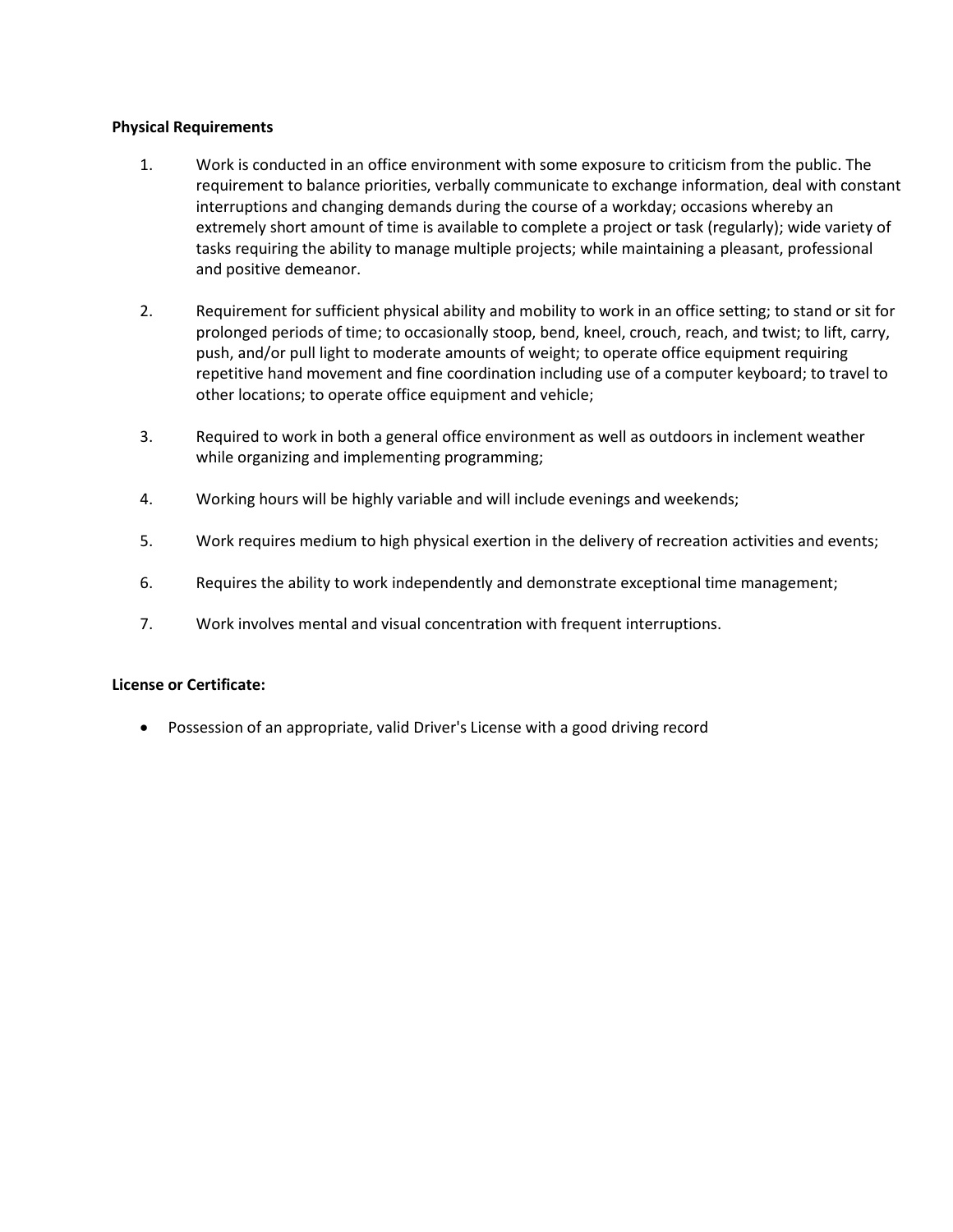**Physical Requirements**

1. Work is conducted in an office environment with some exposure to criticism from the public. The requirement to balance priorities, verbally communicate to exchange information, deal with constant interruptions and changing demands during the course of a workday; occasions whereby an extremely short amount of time is available to complete a project or task (regularly); wide variety of tasks requiring the ability to manage multiple projects; while maintaining a pleasant, professional and positive demeanor.

2. Requirement for sufficient physical ability and mobility to work in an office setting; to stand or sit for prolonged periods of time; to occasionally stoop, bend, kneel, crouch, reach, and twist; to lift, carry, push, and/or pull light to moderate amounts of weight; to operate office equipment requiring repetitive hand movement and fine coordination including use of a computer keyboard; to travel to other locations; to operate office equipment and vehicle;

3. Required to work in both a general office environment as well as outdoors in inclement weather while organizing and implementing programming;

4. Working hours will be highly variable and will include evenings and weekends;

5. Work requires medium to high physical exertion in the delivery of recreation activities and events;

6. Requires the ability to work independently and demonstrate exceptional time management;

7. Work involves mental and visual concentration with frequent interruptions.

**License or Certificate:**

- Possession of an appropriate, valid Driver's License with a good driving record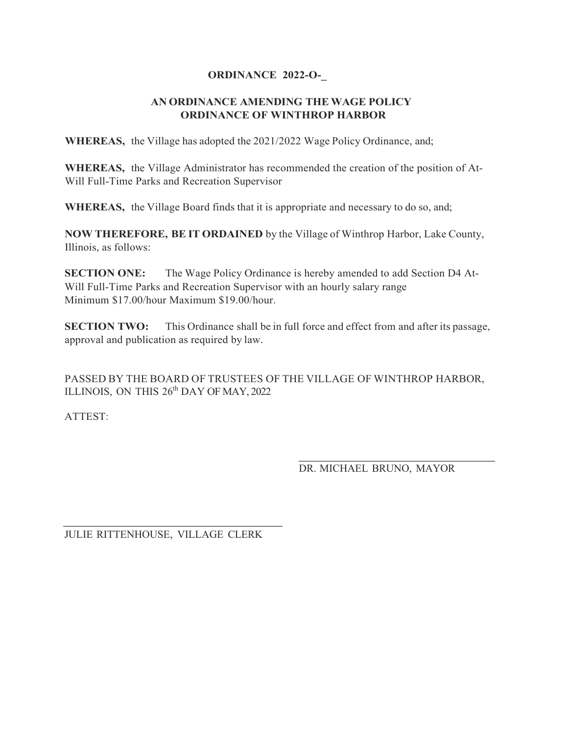**ORDINANCE 2022-O-_**

**AN ORDINANCE AMENDING THE WAGE POLICY ORDINANCE OF WINTHROP HARBOR**

**WHEREAS,** the Village has adopted the 2021/2022 Wage Policy Ordinance, and;

**WHEREAS,** the Village Administrator has recommended the creation of the position of At-Will Full-Time Parks and Recreation Supervisor

**WHEREAS,** the Village Board finds that it is appropriate and necessary to do so, and;

**NOW THEREFORE, BE IT ORDAINED** by the Village of Winthrop Harbor, Lake County, Illinois, as follows:

**SECTION ONE:** The Wage Policy Ordinance is hereby amended to add Section D4 At-Will Full-Time Parks and Recreation Supervisor with an hourly salary range Minimum $17.00/hour Maximum $19.00/hour.

**SECTION TWO:** This Ordinance shall be in full force and effect from and after its passage, approval and publication as required by law.

PASSED BY THE BOARD OF TRUSTEES OF THE VILLAGE OF WINTHROP HARBOR, ILLINOIS, ON THIS 26th DAY OF MAY, 2022

ATTEST:

\_\_\_\_\_\_\_\_\_\_\_\_\_\_\_\_\_\_\_\_\_\_\_\_\_\_\_\_\_\_\_\_\_\_\_\_\_\_

DR. MICHAEL BRUNO, MAYOR

\_\_\_\_\_\_\_\_\_\_\_\_\_\_\_\_\_\_\_\_\_\_\_\_\_\_\_\_\_\_\_\_\_\_\_\_\_\_

JULIE RITTENHOUSE, VILLAGE CLERK